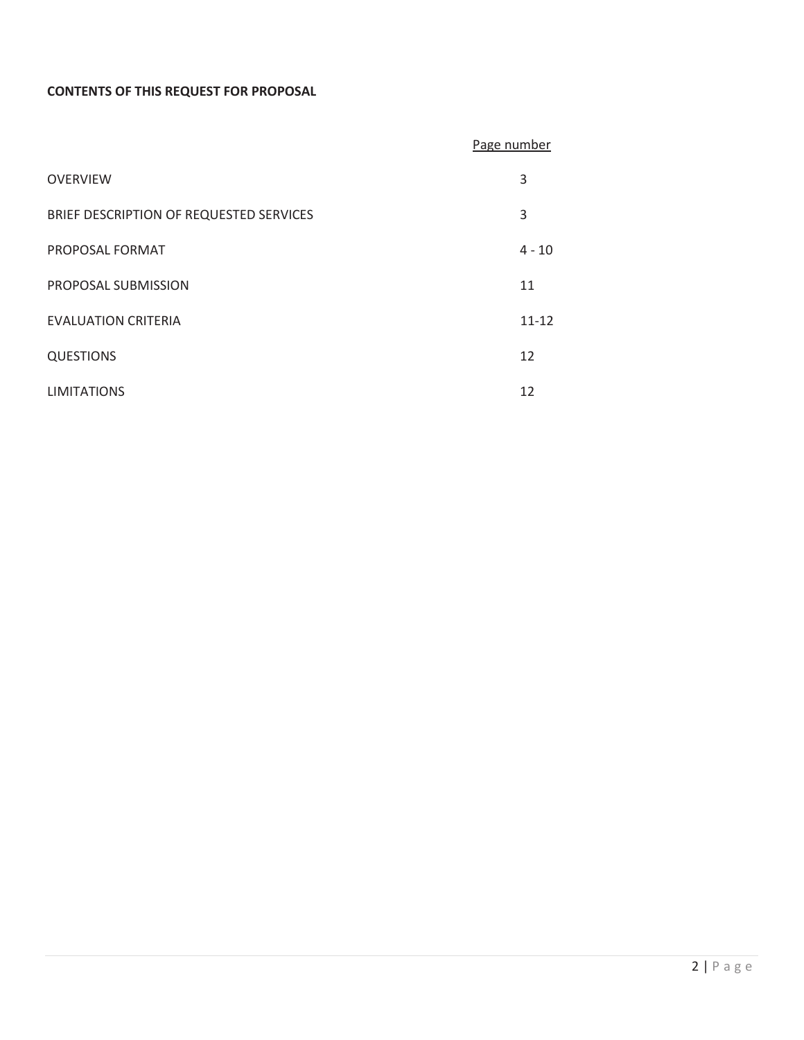**CONTENTS OF THIS REQUEST FOR PROPOSAL**

| | Page number |
|---|---|
| OVERVIEW | 3 |
| BRIEF DESCRIPTION OF REQUESTED SERVICES | 3 |
| PROPOSAL FORMAT | 4 - 10 |
| PROPOSAL SUBMISSION | 11 |
| EVALUATION CRITERIA | 11-12 |
| QUESTIONS | 12 |
| LIMITATIONS | 12 |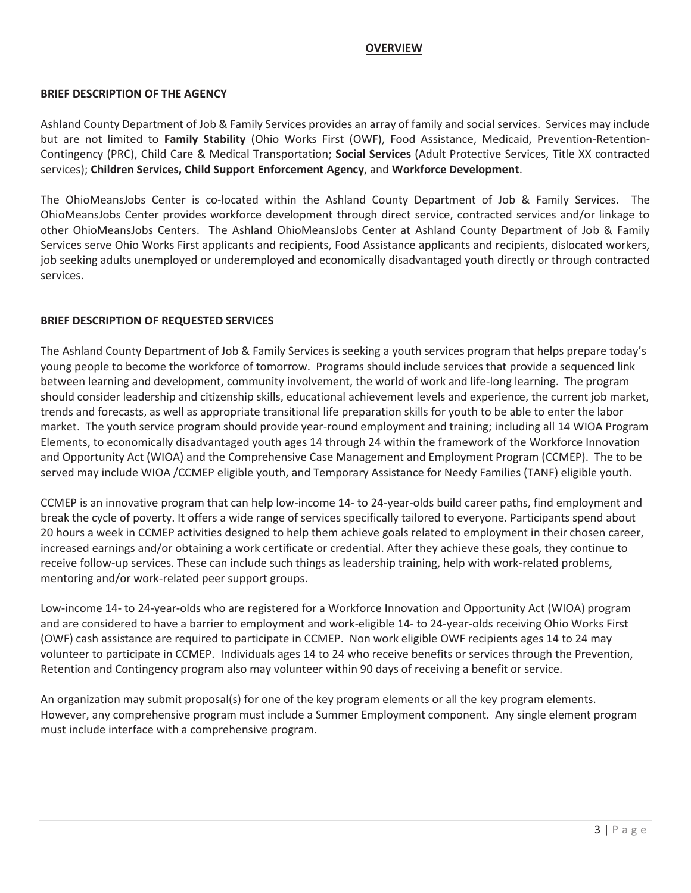## OVERVIEW

### BRIEF DESCRIPTION OF THE AGENCY

Ashland County Department of Job & Family Services provides an array of family and social services. Services may include but are not limited to **Family Stability** (Ohio Works First (OWF), Food Assistance, Medicaid, Prevention-Retention-Contingency (PRC), Child Care & Medical Transportation; **Social Services** (Adult Protective Services, Title XX contracted services); **Children Services, Child Support Enforcement Agency**, and **Workforce Development**.

The OhioMeansJobs Center is co-located within the Ashland County Department of Job & Family Services. The OhioMeansJobs Center provides workforce development through direct service, contracted services and/or linkage to other OhioMeansJobs Centers. The Ashland OhioMeansJobs Center at Ashland County Department of Job & Family Services serve Ohio Works First applicants and recipients, Food Assistance applicants and recipients, dislocated workers, job seeking adults unemployed or underemployed and economically disadvantaged youth directly or through contracted services.

### BRIEF DESCRIPTION OF REQUESTED SERVICES

The Ashland County Department of Job & Family Services is seeking a youth services program that helps prepare today's young people to become the workforce of tomorrow. Programs should include services that provide a sequenced link between learning and development, community involvement, the world of work and life-long learning. The program should consider leadership and citizenship skills, educational achievement levels and experience, the current job market, trends and forecasts, as well as appropriate transitional life preparation skills for youth to be able to enter the labor market. The youth service program should provide year-round employment and training; including all 14 WIOA Program Elements, to economically disadvantaged youth ages 14 through 24 within the framework of the Workforce Innovation and Opportunity Act (WIOA) and the Comprehensive Case Management and Employment Program (CCMEP). The to be served may include WIOA /CCMEP eligible youth, and Temporary Assistance for Needy Families (TANF) eligible youth.

CCMEP is an innovative program that can help low-income 14- to 24-year-olds build career paths, find employment and break the cycle of poverty. It offers a wide range of services specifically tailored to everyone. Participants spend about 20 hours a week in CCMEP activities designed to help them achieve goals related to employment in their chosen career, increased earnings and/or obtaining a work certificate or credential. After they achieve these goals, they continue to receive follow-up services. These can include such things as leadership training, help with work-related problems, mentoring and/or work-related peer support groups.

Low-income 14- to 24-year-olds who are registered for a Workforce Innovation and Opportunity Act (WIOA) program and are considered to have a barrier to employment and work-eligible 14- to 24-year-olds receiving Ohio Works First (OWF) cash assistance are required to participate in CCMEP. Non work eligible OWF recipients ages 14 to 24 may volunteer to participate in CCMEP. Individuals ages 14 to 24 who receive benefits or services through the Prevention, Retention and Contingency program also may volunteer within 90 days of receiving a benefit or service.

An organization may submit proposal(s) for one of the key program elements or all the key program elements. However, any comprehensive program must include a Summer Employment component. Any single element program must include interface with a comprehensive program.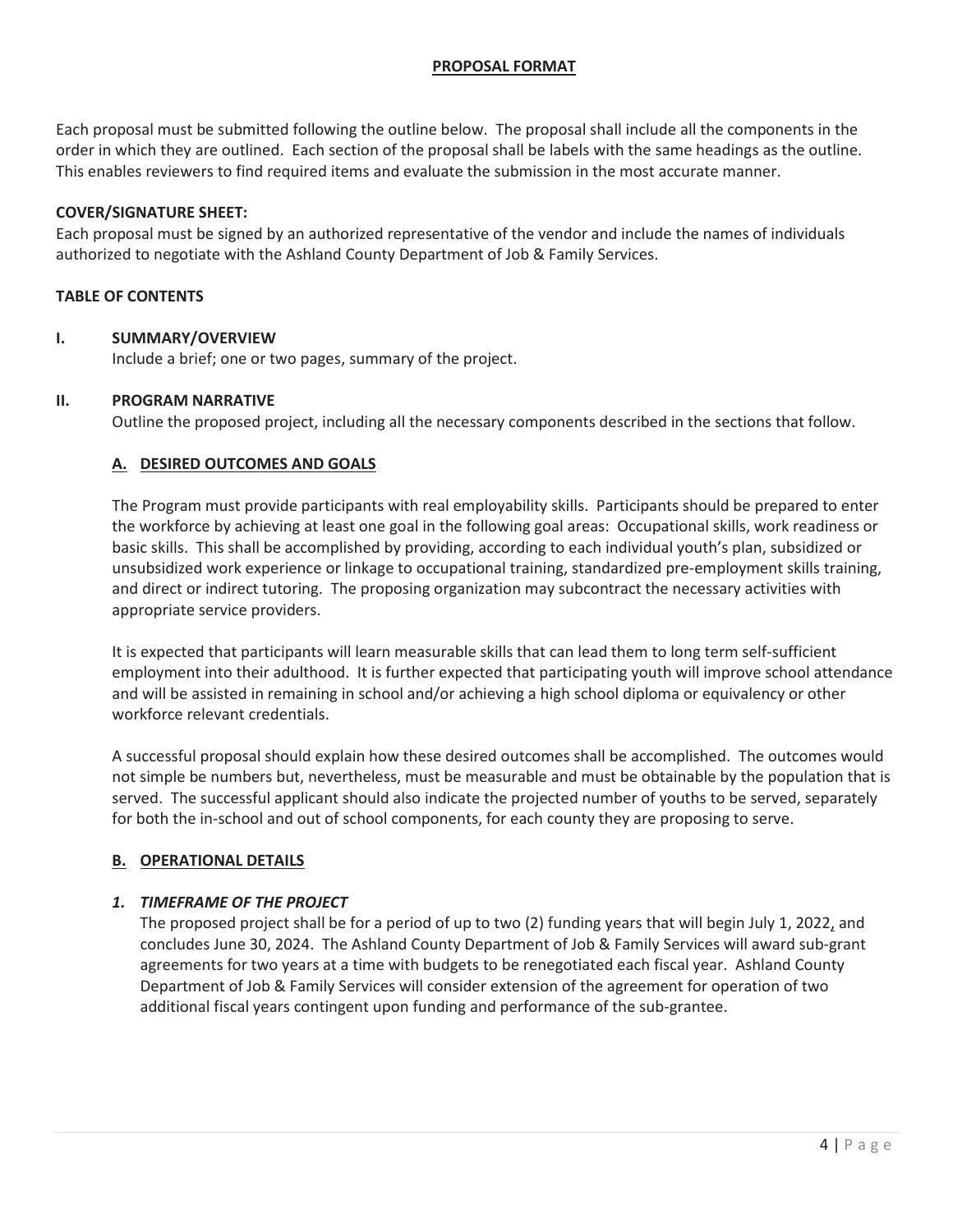## PROPOSAL FORMAT

Each proposal must be submitted following the outline below. The proposal shall include all the components in the order in which they are outlined. Each section of the proposal shall be labels with the same headings as the outline. This enables reviewers to find required items and evaluate the submission in the most accurate manner.

**COVER/SIGNATURE SHEET:**
Each proposal must be signed by an authorized representative of the vendor and include the names of individuals authorized to negotiate with the Ashland County Department of Job & Family Services.

**TABLE OF CONTENTS**

### I. SUMMARY/OVERVIEW

Include a brief; one or two pages, summary of the project.

### II. PROGRAM NARRATIVE

Outline the proposed project, including all the necessary components described in the sections that follow.

#### A. DESIRED OUTCOMES AND GOALS

The Program must provide participants with real employability skills. Participants should be prepared to enter the workforce by achieving at least one goal in the following goal areas: Occupational skills, work readiness or basic skills. This shall be accomplished by providing, according to each individual youth's plan, subsidized or unsubsidized work experience or linkage to occupational training, standardized pre-employment skills training, and direct or indirect tutoring. The proposing organization may subcontract the necessary activities with appropriate service providers.

It is expected that participants will learn measurable skills that can lead them to long term self-sufficient employment into their adulthood. It is further expected that participating youth will improve school attendance and will be assisted in remaining in school and/or achieving a high school diploma or equivalency or other workforce relevant credentials.

A successful proposal should explain how these desired outcomes shall be accomplished. The outcomes would not simple be numbers but, nevertheless, must be measurable and must be obtainable by the population that is served. The successful applicant should also indicate the projected number of youths to be served, separately for both the in-school and out of school components, for each county they are proposing to serve.

#### B. OPERATIONAL DETAILS

##### *1. TIMEFRAME OF THE PROJECT*

The proposed project shall be for a period of up to two (2) funding years that will begin July 1, 2022, and concludes June 30, 2024. The Ashland County Department of Job & Family Services will award sub-grant agreements for two years at a time with budgets to be renegotiated each fiscal year. Ashland County Department of Job & Family Services will consider extension of the agreement for operation of two additional fiscal years contingent upon funding and performance of the sub-grantee.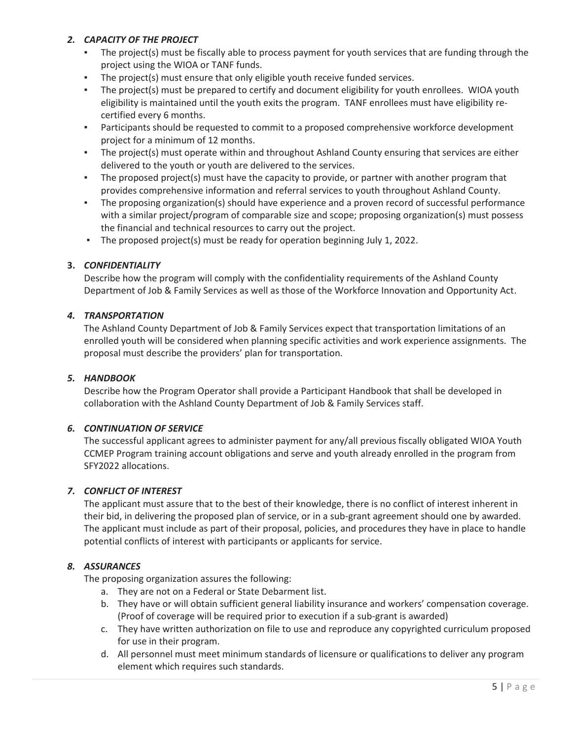### *2. CAPACITY OF THE PROJECT*

- The project(s) must be fiscally able to process payment for youth services that are funding through the project using the WIOA or TANF funds.
- The project(s) must ensure that only eligible youth receive funded services.
- The project(s) must be prepared to certify and document eligibility for youth enrollees. WIOA youth eligibility is maintained until the youth exits the program. TANF enrollees must have eligibility re-certified every 6 months.
- Participants should be requested to commit to a proposed comprehensive workforce development project for a minimum of 12 months.
- The project(s) must operate within and throughout Ashland County ensuring that services are either delivered to the youth or youth are delivered to the services.
- The proposed project(s) must have the capacity to provide, or partner with another program that provides comprehensive information and referral services to youth throughout Ashland County.
- The proposing organization(s) should have experience and a proven record of successful performance with a similar project/program of comparable size and scope; proposing organization(s) must possess the financial and technical resources to carry out the project.
- The proposed project(s) must be ready for operation beginning July 1, 2022.

### **3.** *CONFIDENTIALITY*

Describe how the program will comply with the confidentiality requirements of the Ashland County Department of Job & Family Services as well as those of the Workforce Innovation and Opportunity Act.

### *4. TRANSPORTATION*

The Ashland County Department of Job & Family Services expect that transportation limitations of an enrolled youth will be considered when planning specific activities and work experience assignments. The proposal must describe the providers' plan for transportation.

### *5. HANDBOOK*

Describe how the Program Operator shall provide a Participant Handbook that shall be developed in collaboration with the Ashland County Department of Job & Family Services staff.

### *6. CONTINUATION OF SERVICE*

The successful applicant agrees to administer payment for any/all previous fiscally obligated WIOA Youth CCMEP Program training account obligations and serve and youth already enrolled in the program from SFY2022 allocations.

### *7. CONFLICT OF INTEREST*

The applicant must assure that to the best of their knowledge, there is no conflict of interest inherent in their bid, in delivering the proposed plan of service, or in a sub-grant agreement should one by awarded. The applicant must include as part of their proposal, policies, and procedures they have in place to handle potential conflicts of interest with participants or applicants for service.

### *8. ASSURANCES*

The proposing organization assures the following:

a. They are not on a Federal or State Debarment list.
b. They have or will obtain sufficient general liability insurance and workers' compensation coverage. (Proof of coverage will be required prior to execution if a sub-grant is awarded)
c. They have written authorization on file to use and reproduce any copyrighted curriculum proposed for use in their program.
d. All personnel must meet minimum standards of licensure or qualifications to deliver any program element which requires such standards.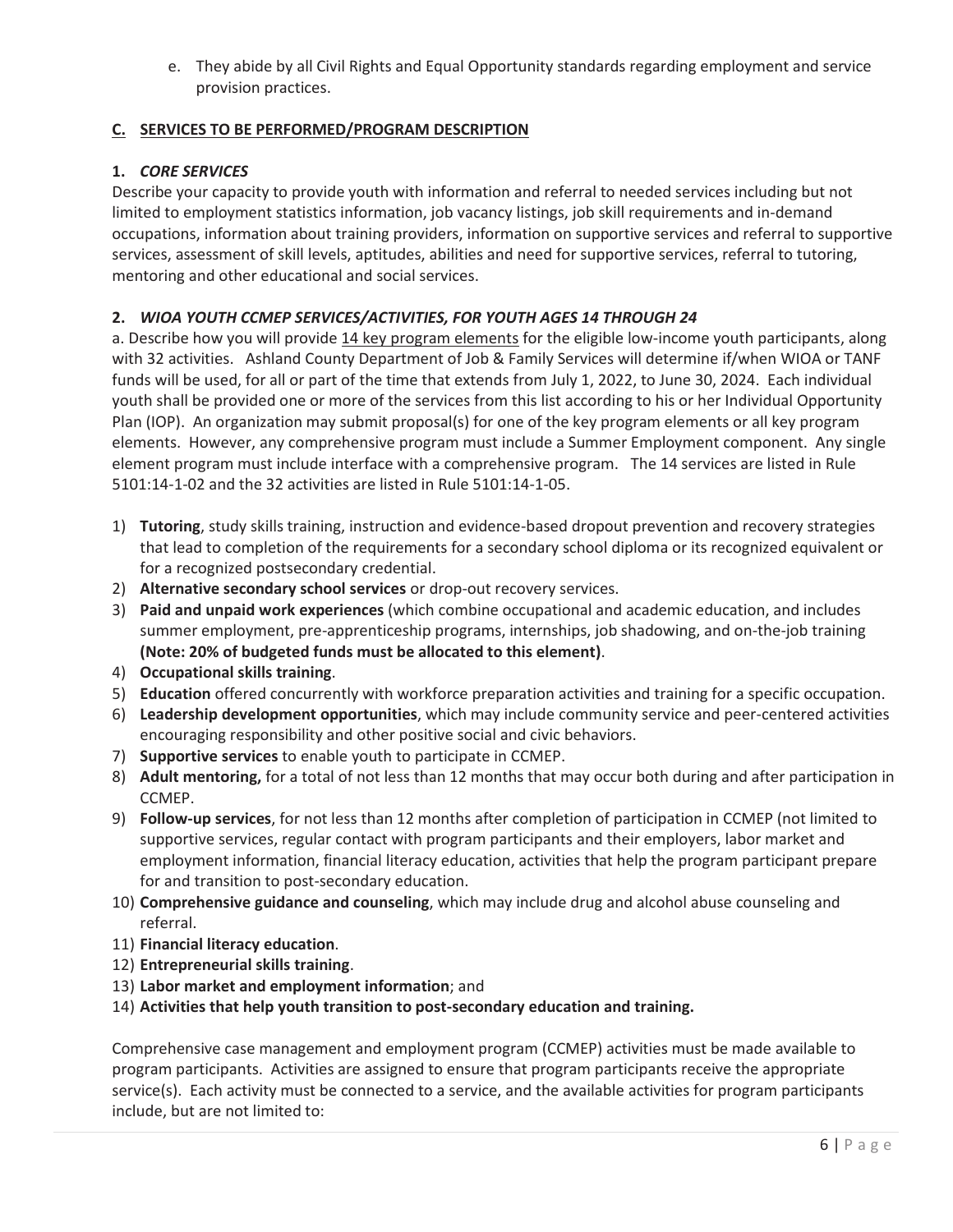e. They abide by all Civil Rights and Equal Opportunity standards regarding employment and service provision practices.

## C. SERVICES TO BE PERFORMED/PROGRAM DESCRIPTION

### 1. *CORE SERVICES*

Describe your capacity to provide youth with information and referral to needed services including but not limited to employment statistics information, job vacancy listings, job skill requirements and in-demand occupations, information about training providers, information on supportive services and referral to supportive services, assessment of skill levels, aptitudes, abilities and need for supportive services, referral to tutoring, mentoring and other educational and social services.

### 2. *WIOA YOUTH CCMEP SERVICES/ACTIVITIES, FOR YOUTH AGES 14 THROUGH 24*

a. Describe how you will provide 14 key program elements for the eligible low-income youth participants, along with 32 activities. Ashland County Department of Job & Family Services will determine if/when WIOA or TANF funds will be used, for all or part of the time that extends from July 1, 2022, to June 30, 2024. Each individual youth shall be provided one or more of the services from this list according to his or her Individual Opportunity Plan (IOP). An organization may submit proposal(s) for one of the key program elements or all key program elements. However, any comprehensive program must include a Summer Employment component. Any single element program must include interface with a comprehensive program. The 14 services are listed in Rule 5101:14-1-02 and the 32 activities are listed in Rule 5101:14-1-05.

1) **Tutoring**, study skills training, instruction and evidence-based dropout prevention and recovery strategies that lead to completion of the requirements for a secondary school diploma or its recognized equivalent or for a recognized postsecondary credential.
2) **Alternative secondary school services** or drop-out recovery services.
3) **Paid and unpaid work experiences** (which combine occupational and academic education, and includes summer employment, pre-apprenticeship programs, internships, job shadowing, and on-the-job training **(Note: 20% of budgeted funds must be allocated to this element)**.
4) **Occupational skills training**.
5) **Education** offered concurrently with workforce preparation activities and training for a specific occupation.
6) **Leadership development opportunities**, which may include community service and peer-centered activities encouraging responsibility and other positive social and civic behaviors.
7) **Supportive services** to enable youth to participate in CCMEP.
8) **Adult mentoring,** for a total of not less than 12 months that may occur both during and after participation in CCMEP.
9) **Follow-up services**, for not less than 12 months after completion of participation in CCMEP (not limited to supportive services, regular contact with program participants and their employers, labor market and employment information, financial literacy education, activities that help the program participant prepare for and transition to post-secondary education.
10) **Comprehensive guidance and counseling**, which may include drug and alcohol abuse counseling and referral.
11) **Financial literacy education**.
12) **Entrepreneurial skills training**.
13) **Labor market and employment information**; and
14) **Activities that help youth transition to post-secondary education and training.**

Comprehensive case management and employment program (CCMEP) activities must be made available to program participants. Activities are assigned to ensure that program participants receive the appropriate service(s). Each activity must be connected to a service, and the available activities for program participants include, but are not limited to: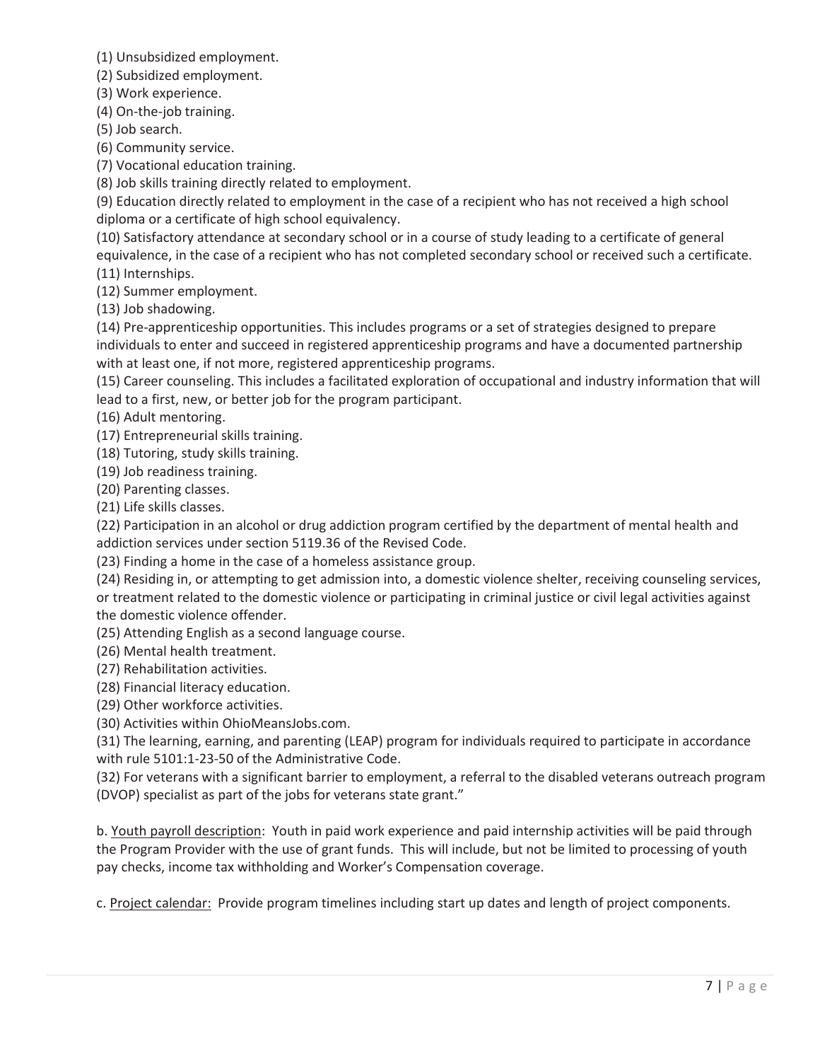(1) Unsubsidized employment.

(2) Subsidized employment.

(3) Work experience.

(4) On-the-job training.

(5) Job search.

(6) Community service.

(7) Vocational education training.

(8) Job skills training directly related to employment.

(9) Education directly related to employment in the case of a recipient who has not received a high school diploma or a certificate of high school equivalency.

(10) Satisfactory attendance at secondary school or in a course of study leading to a certificate of general equivalence, in the case of a recipient who has not completed secondary school or received such a certificate.

(11) Internships.

(12) Summer employment.

(13) Job shadowing.

(14) Pre-apprenticeship opportunities. This includes programs or a set of strategies designed to prepare individuals to enter and succeed in registered apprenticeship programs and have a documented partnership with at least one, if not more, registered apprenticeship programs.

(15) Career counseling. This includes a facilitated exploration of occupational and industry information that will lead to a first, new, or better job for the program participant.

(16) Adult mentoring.

(17) Entrepreneurial skills training.

(18) Tutoring, study skills training.

(19) Job readiness training.

(20) Parenting classes.

(21) Life skills classes.

(22) Participation in an alcohol or drug addiction program certified by the department of mental health and addiction services under section 5119.36 of the Revised Code.

(23) Finding a home in the case of a homeless assistance group.

(24) Residing in, or attempting to get admission into, a domestic violence shelter, receiving counseling services, or treatment related to the domestic violence or participating in criminal justice or civil legal activities against the domestic violence offender.

(25) Attending English as a second language course.

(26) Mental health treatment.

(27) Rehabilitation activities.

(28) Financial literacy education.

(29) Other workforce activities.

(30) Activities within OhioMeansJobs.com.

(31) The learning, earning, and parenting (LEAP) program for individuals required to participate in accordance with rule 5101:1-23-50 of the Administrative Code.

(32) For veterans with a significant barrier to employment, a referral to the disabled veterans outreach program (DVOP) specialist as part of the jobs for veterans state grant."

b. <u>Youth payroll description</u>: Youth in paid work experience and paid internship activities will be paid through the Program Provider with the use of grant funds. This will include, but not be limited to processing of youth pay checks, income tax withholding and Worker's Compensation coverage.

c. <u>Project calendar:</u> Provide program timelines including start up dates and length of project components.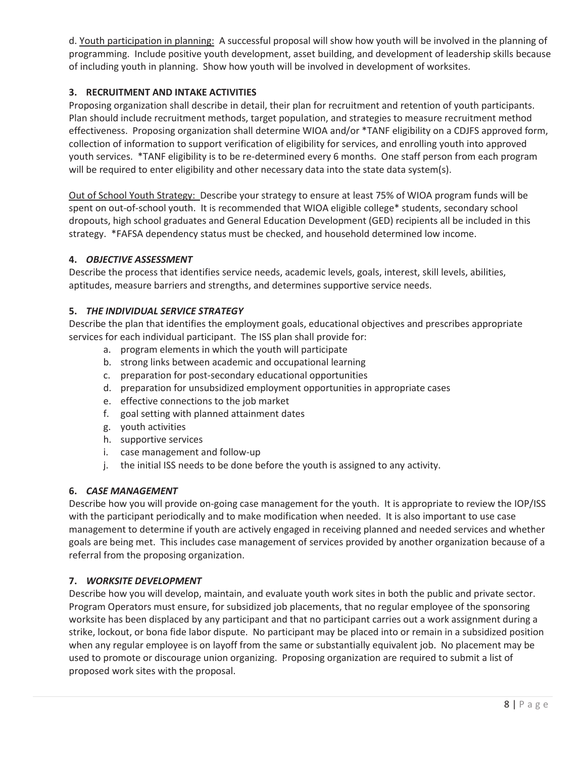d. Youth participation in planning: A successful proposal will show how youth will be involved in the planning of programming. Include positive youth development, asset building, and development of leadership skills because of including youth in planning. Show how youth will be involved in development of worksites.

### 3. RECRUITMENT AND INTAKE ACTIVITIES

Proposing organization shall describe in detail, their plan for recruitment and retention of youth participants. Plan should include recruitment methods, target population, and strategies to measure recruitment method effectiveness. Proposing organization shall determine WIOA and/or *TANF eligibility on a CDJFS approved form, collection of information to support verification of eligibility for services, and enrolling youth into approved youth services. *TANF eligibility is to be re-determined every 6 months. One staff person from each program will be required to enter eligibility and other necessary data into the state data system(s).

Out of School Youth Strategy: Describe your strategy to ensure at least 75% of WIOA program funds will be spent on out-of-school youth. It is recommended that WIOA eligible college* students, secondary school dropouts, high school graduates and General Education Development (GED) recipients all be included in this strategy. *FAFSA dependency status must be checked, and household determined low income.

### 4. *OBJECTIVE ASSESSMENT*

Describe the process that identifies service needs, academic levels, goals, interest, skill levels, abilities, aptitudes, measure barriers and strengths, and determines supportive service needs.

### 5. *THE INDIVIDUAL SERVICE STRATEGY*

Describe the plan that identifies the employment goals, educational objectives and prescribes appropriate services for each individual participant. The ISS plan shall provide for:

a. program elements in which the youth will participate
b. strong links between academic and occupational learning
c. preparation for post-secondary educational opportunities
d. preparation for unsubsidized employment opportunities in appropriate cases
e. effective connections to the job market
f. goal setting with planned attainment dates
g. youth activities
h. supportive services
i. case management and follow-up
j. the initial ISS needs to be done before the youth is assigned to any activity.

### 6. *CASE MANAGEMENT*

Describe how you will provide on-going case management for the youth. It is appropriate to review the IOP/ISS with the participant periodically and to make modification when needed. It is also important to use case management to determine if youth are actively engaged in receiving planned and needed services and whether goals are being met. This includes case management of services provided by another organization because of a referral from the proposing organization.

### 7. *WORKSITE DEVELOPMENT*

Describe how you will develop, maintain, and evaluate youth work sites in both the public and private sector. Program Operators must ensure, for subsidized job placements, that no regular employee of the sponsoring worksite has been displaced by any participant and that no participant carries out a work assignment during a strike, lockout, or bona fide labor dispute. No participant may be placed into or remain in a subsidized position when any regular employee is on layoff from the same or substantially equivalent job. No placement may be used to promote or discourage union organizing. Proposing organization are required to submit a list of proposed work sites with the proposal.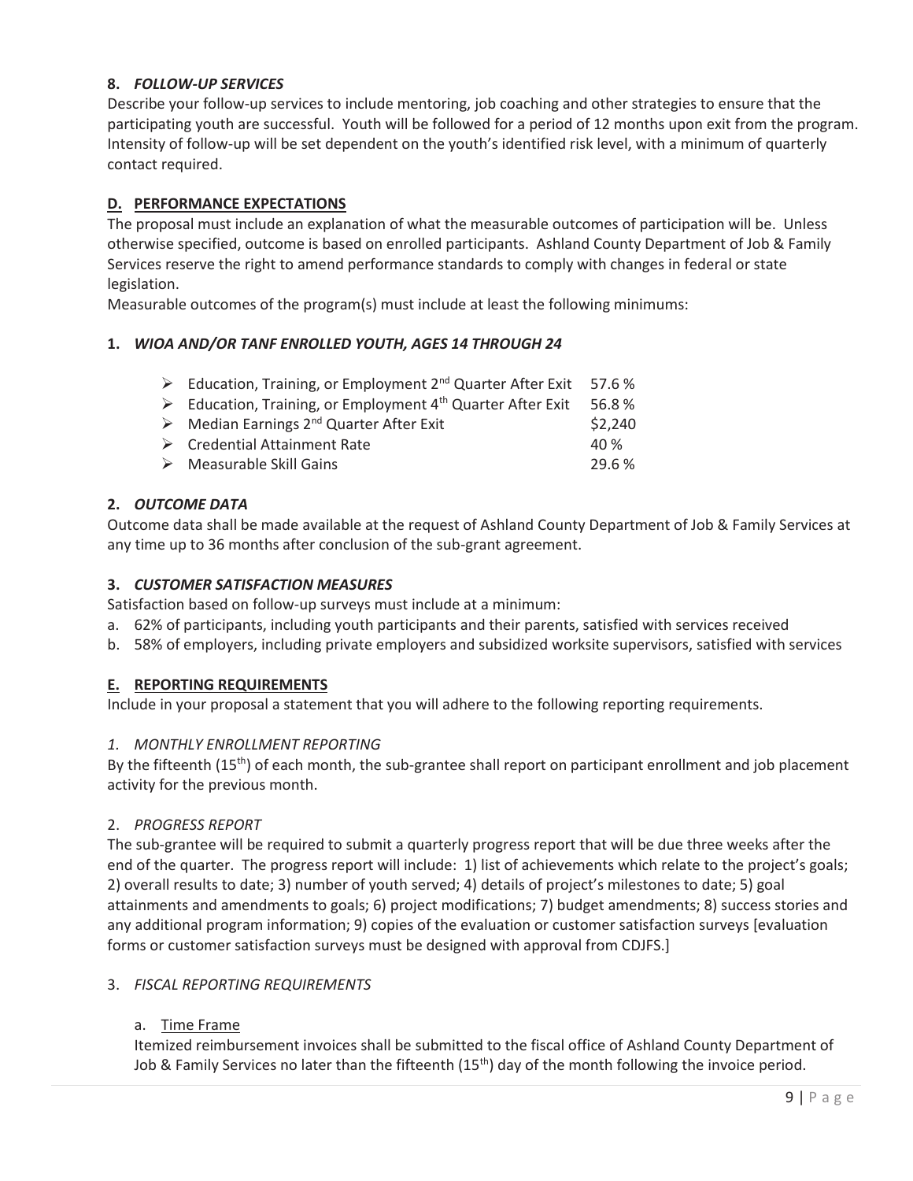**8. *FOLLOW-UP SERVICES***

Describe your follow-up services to include mentoring, job coaching and other strategies to ensure that the participating youth are successful. Youth will be followed for a period of 12 months upon exit from the program. Intensity of follow-up will be set dependent on the youth's identified risk level, with a minimum of quarterly contact required.

## D. PERFORMANCE EXPECTATIONS

The proposal must include an explanation of what the measurable outcomes of participation will be. Unless otherwise specified, outcome is based on enrolled participants. Ashland County Department of Job & Family Services reserve the right to amend performance standards to comply with changes in federal or state legislation.

Measurable outcomes of the program(s) must include at least the following minimums:

**1. *WIOA AND/OR TANF ENROLLED YOUTH, AGES 14 THROUGH 24***

| Measure | Minimum |
|---|---|
| ➢ Education, Training, or Employment 2nd Quarter After Exit | 57.6 % |
| ➢ Education, Training, or Employment 4th Quarter After Exit | 56.8 % |
| ➢ Median Earnings 2nd Quarter After Exit | $2,240 |
| ➢ Credential Attainment Rate | 40 % |
| ➢ Measurable Skill Gains | 29.6 % |

**2. *OUTCOME DATA***

Outcome data shall be made available at the request of Ashland County Department of Job & Family Services at any time up to 36 months after conclusion of the sub-grant agreement.

**3. *CUSTOMER SATISFACTION MEASURES***

Satisfaction based on follow-up surveys must include at a minimum:

a. 62% of participants, including youth participants and their parents, satisfied with services received
b. 58% of employers, including private employers and subsidized worksite supervisors, satisfied with services

## E. REPORTING REQUIREMENTS

Include in your proposal a statement that you will adhere to the following reporting requirements.

*1. MONTHLY ENROLLMENT REPORTING*

By the fifteenth (15th) of each month, the sub-grantee shall report on participant enrollment and job placement activity for the previous month.

2. *PROGRESS REPORT*

The sub-grantee will be required to submit a quarterly progress report that will be due three weeks after the end of the quarter. The progress report will include: 1) list of achievements which relate to the project's goals; 2) overall results to date; 3) number of youth served; 4) details of project's milestones to date; 5) goal attainments and amendments to goals; 6) project modifications; 7) budget amendments; 8) success stories and any additional program information; 9) copies of the evaluation or customer satisfaction surveys [evaluation forms or customer satisfaction surveys must be designed with approval from CDJFS.]

3. *FISCAL REPORTING REQUIREMENTS*

a. Time Frame

Itemized reimbursement invoices shall be submitted to the fiscal office of Ashland County Department of Job & Family Services no later than the fifteenth (15th) day of the month following the invoice period.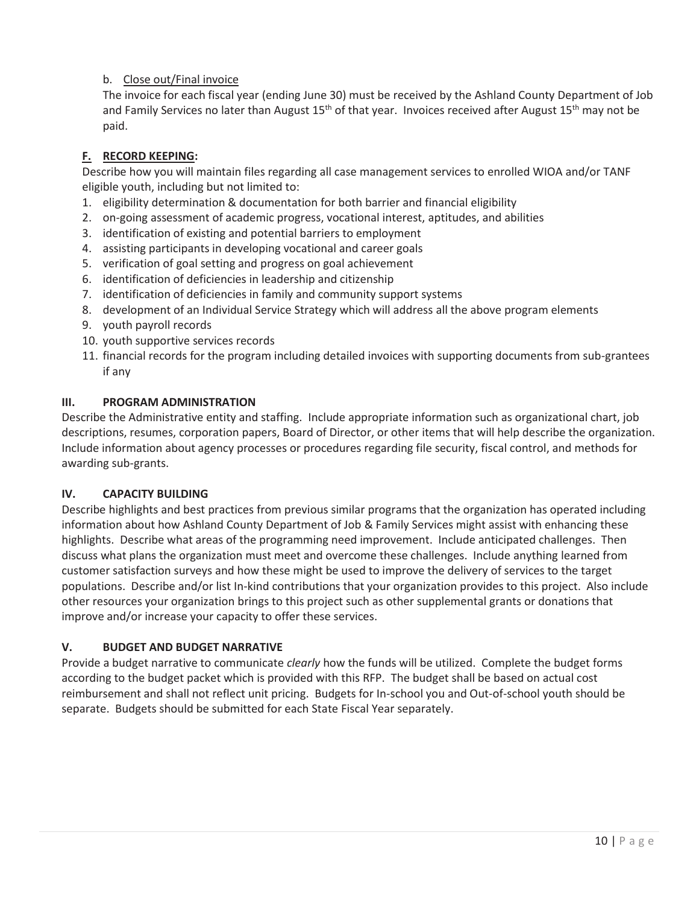b. <u>Close out/Final invoice</u>

The invoice for each fiscal year (ending June 30) must be received by the Ashland County Department of Job and Family Services no later than August 15th of that year. Invoices received after August 15th may not be paid.

**F. <u>RECORD KEEPING</u>:**

Describe how you will maintain files regarding all case management services to enrolled WIOA and/or TANF eligible youth, including but not limited to:

1. eligibility determination & documentation for both barrier and financial eligibility
2. on-going assessment of academic progress, vocational interest, aptitudes, and abilities
3. identification of existing and potential barriers to employment
4. assisting participants in developing vocational and career goals
5. verification of goal setting and progress on goal achievement
6. identification of deficiencies in leadership and citizenship
7. identification of deficiencies in family and community support systems
8. development of an Individual Service Strategy which will address all the above program elements
9. youth payroll records
10. youth supportive services records
11. financial records for the program including detailed invoices with supporting documents from sub-grantees if any

## III. PROGRAM ADMINISTRATION

Describe the Administrative entity and staffing. Include appropriate information such as organizational chart, job descriptions, resumes, corporation papers, Board of Director, or other items that will help describe the organization. Include information about agency processes or procedures regarding file security, fiscal control, and methods for awarding sub-grants.

## IV. CAPACITY BUILDING

Describe highlights and best practices from previous similar programs that the organization has operated including information about how Ashland County Department of Job & Family Services might assist with enhancing these highlights. Describe what areas of the programming need improvement. Include anticipated challenges. Then discuss what plans the organization must meet and overcome these challenges. Include anything learned from customer satisfaction surveys and how these might be used to improve the delivery of services to the target populations. Describe and/or list In-kind contributions that your organization provides to this project. Also include other resources your organization brings to this project such as other supplemental grants or donations that improve and/or increase your capacity to offer these services.

## V. BUDGET AND BUDGET NARRATIVE

Provide a budget narrative to communicate *clearly* how the funds will be utilized. Complete the budget forms according to the budget packet which is provided with this RFP. The budget shall be based on actual cost reimbursement and shall not reflect unit pricing. Budgets for In-school you and Out-of-school youth should be separate. Budgets should be submitted for each State Fiscal Year separately.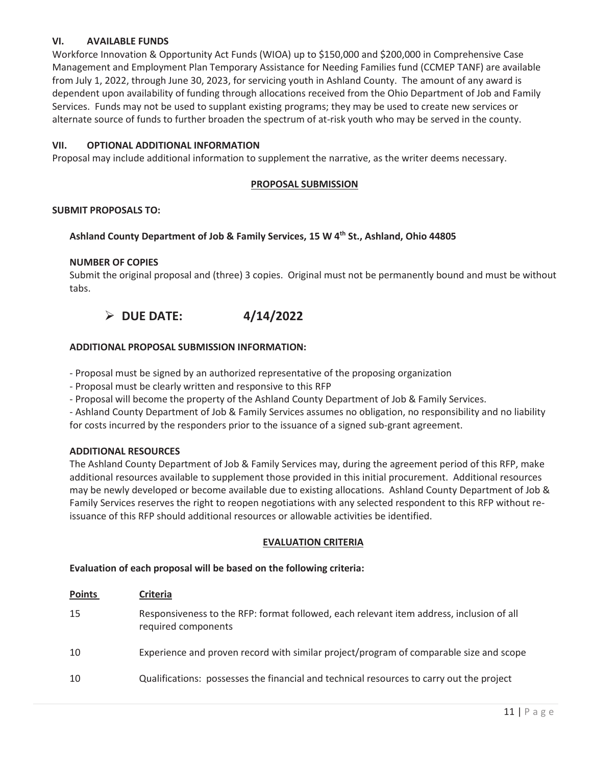### VI. AVAILABLE FUNDS

Workforce Innovation & Opportunity Act Funds (WIOA) up to $150,000 and $200,000 in Comprehensive Case Management and Employment Plan Temporary Assistance for Needing Families fund (CCMEP TANF) are available from July 1, 2022, through June 30, 2023, for servicing youth in Ashland County. The amount of any award is dependent upon availability of funding through allocations received from the Ohio Department of Job and Family Services. Funds may not be used to supplant existing programs; they may be used to create new services or alternate source of funds to further broaden the spectrum of at-risk youth who may be served in the county.

### VII. OPTIONAL ADDITIONAL INFORMATION

Proposal may include additional information to supplement the narrative, as the writer deems necessary.

## PROPOSAL SUBMISSION

**SUBMIT PROPOSALS TO:**

**Ashland County Department of Job & Family Services, 15 W 4th St., Ashland, Ohio 44805**

**NUMBER OF COPIES**

Submit the original proposal and (three) 3 copies. Original must not be permanently bound and must be without tabs.

- **DUE DATE: 4/14/2022**

**ADDITIONAL PROPOSAL SUBMISSION INFORMATION:**

- Proposal must be signed by an authorized representative of the proposing organization
- Proposal must be clearly written and responsive to this RFP
- Proposal will become the property of the Ashland County Department of Job & Family Services.
- Ashland County Department of Job & Family Services assumes no obligation, no responsibility and no liability for costs incurred by the responders prior to the issuance of a signed sub-grant agreement.

**ADDITIONAL RESOURCES**

The Ashland County Department of Job & Family Services may, during the agreement period of this RFP, make additional resources available to supplement those provided in this initial procurement. Additional resources may be newly developed or become available due to existing allocations. Ashland County Department of Job & Family Services reserves the right to reopen negotiations with any selected respondent to this RFP without re-issuance of this RFP should additional resources or allowable activities be identified.

## EVALUATION CRITERIA

**Evaluation of each proposal will be based on the following criteria:**

| Points | Criteria |
|---|---|
| 15 | Responsiveness to the RFP: format followed, each relevant item address, inclusion of all required components |
| 10 | Experience and proven record with similar project/program of comparable size and scope |
| 10 | Qualifications: possesses the financial and technical resources to carry out the project |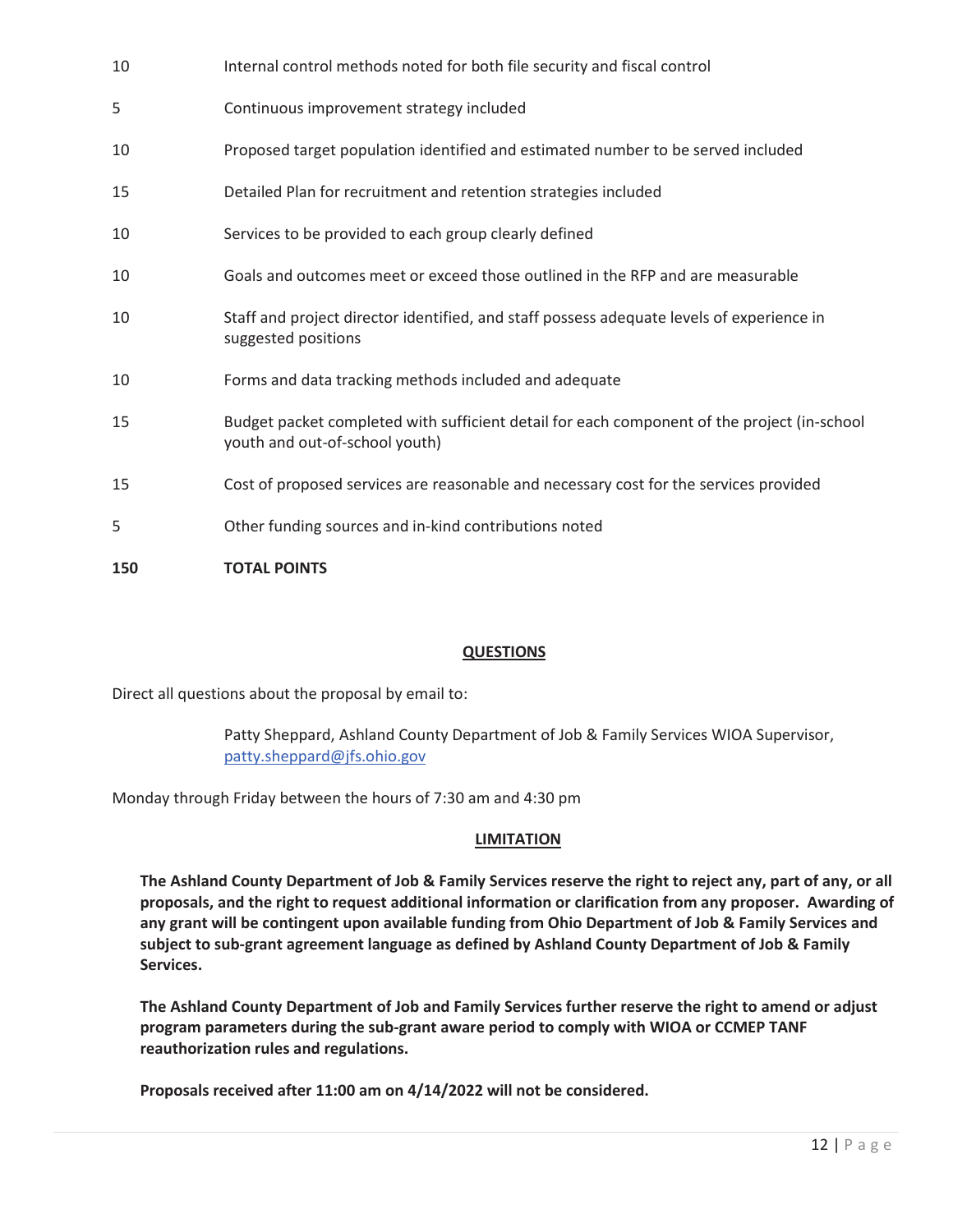| | |
|---|---|
| 10 | Internal control methods noted for both file security and fiscal control |
| 5 | Continuous improvement strategy included |
| 10 | Proposed target population identified and estimated number to be served included |
| 15 | Detailed Plan for recruitment and retention strategies included |
| 10 | Services to be provided to each group clearly defined |
| 10 | Goals and outcomes meet or exceed those outlined in the RFP and are measurable |
| 10 | Staff and project director identified, and staff possess adequate levels of experience in suggested positions |
| 10 | Forms and data tracking methods included and adequate |
| 15 | Budget packet completed with sufficient detail for each component of the project (in-school youth and out-of-school youth) |
| 15 | Cost of proposed services are reasonable and necessary cost for the services provided |
| 5 | Other funding sources and in-kind contributions noted |
| **150** | **TOTAL POINTS** |

## QUESTIONS

Direct all questions about the proposal by email to:

Patty Sheppard, Ashland County Department of Job & Family Services WIOA Supervisor, patty.sheppard@jfs.ohio.gov

Monday through Friday between the hours of 7:30 am and 4:30 pm

## LIMITATION

**The Ashland County Department of Job & Family Services reserve the right to reject any, part of any, or all proposals, and the right to request additional information or clarification from any proposer. Awarding of any grant will be contingent upon available funding from Ohio Department of Job & Family Services and subject to sub-grant agreement language as defined by Ashland County Department of Job & Family Services.**

**The Ashland County Department of Job and Family Services further reserve the right to amend or adjust program parameters during the sub-grant aware period to comply with WIOA or CCMEP TANF reauthorization rules and regulations.**

**Proposals received after 11:00 am on 4/14/2022 will not be considered.**